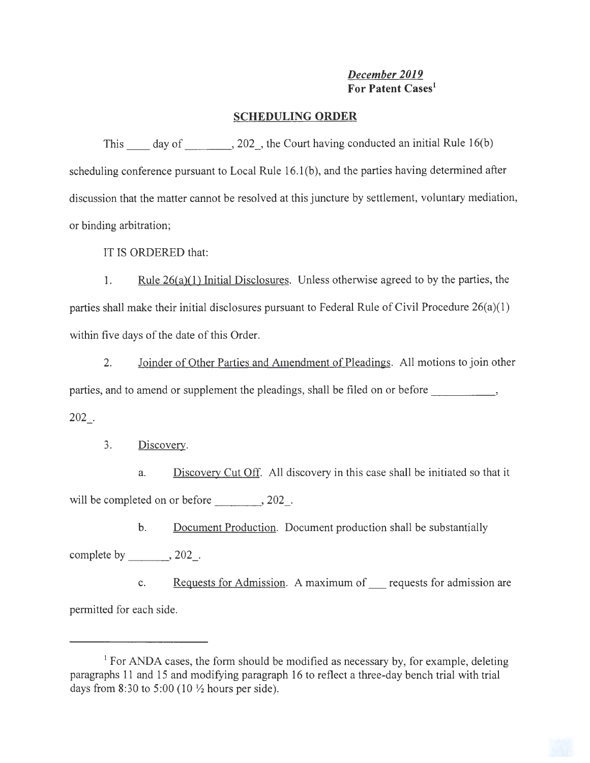***December 2019***
**For Patent Cases**[1]

## SCHEDULING ORDER

This ____ day of ________, 202_, the Court having conducted an initial Rule 16(b) scheduling conference pursuant to Local Rule 16.1(b), and the parties having determined after discussion that the matter cannot be resolved at this juncture by settlement, voluntary mediation, or binding arbitration;

IT IS ORDERED that:

1. Rule 26(a)(1) Initial Disclosures. Unless otherwise agreed to by the parties, the parties shall make their initial disclosures pursuant to Federal Rule of Civil Procedure 26(a)(1) within five days of the date of this Order.

2. Joinder of Other Parties and Amendment of Pleadings. All motions to join other parties, and to amend or supplement the pleadings, shall be filed on or before ___________, 202_.

3. Discovery.

   a. Discovery Cut Off. All discovery in this case shall be initiated so that it will be completed on or before ________, 202_.

   b. Document Production. Document production shall be substantially complete by _______, 202_.

   c. Requests for Admission. A maximum of ___ requests for admission are permitted for each side.

---

[1] For ANDA cases, the form should be modified as necessary by, for example, deleting paragraphs 11 and 15 and modifying paragraph 16 to reflect a three-day bench trial with trial days from 8:30 to 5:00 (10 ½ hours per side).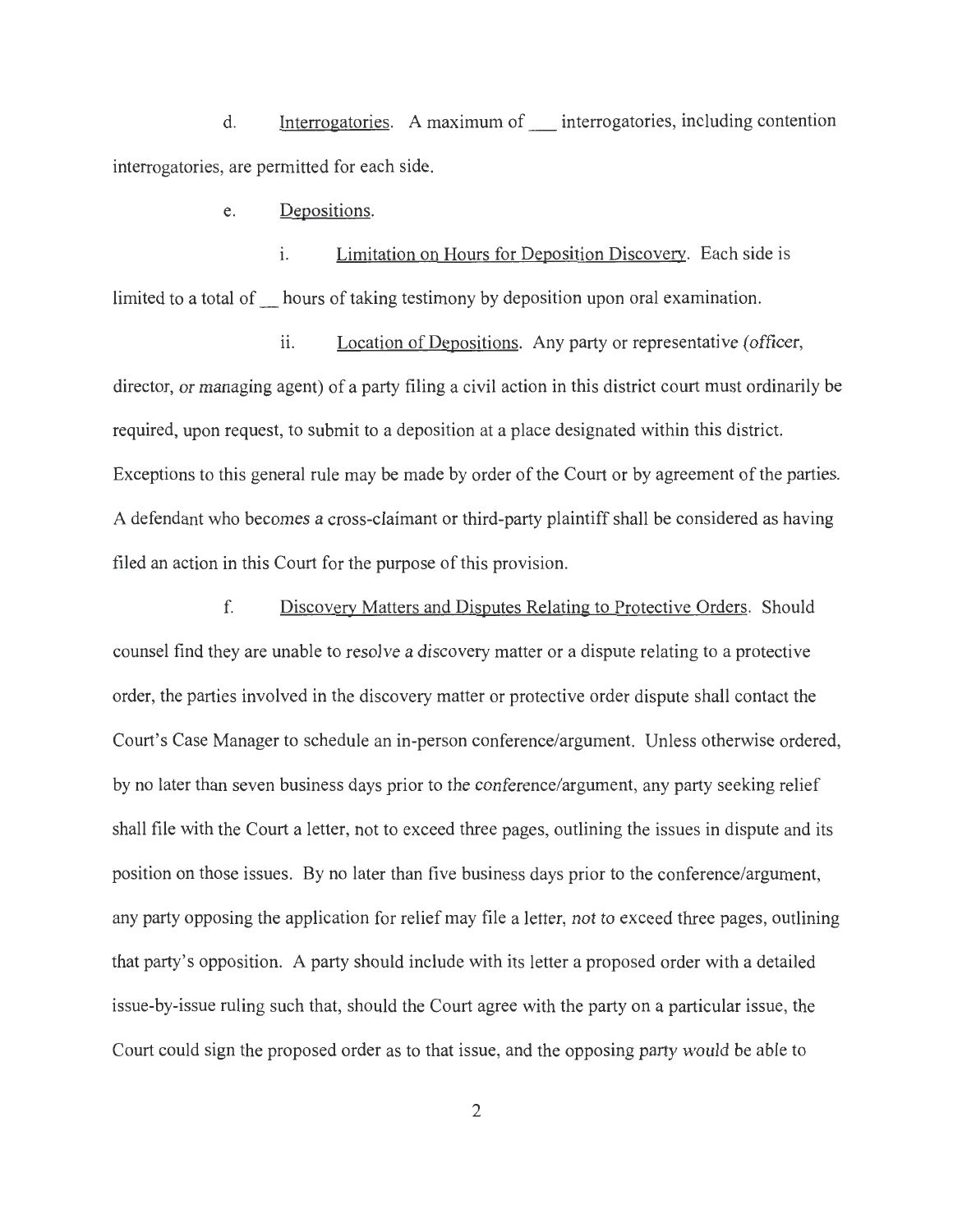d. Interrogatories. A maximum of ___ interrogatories, including contention interrogatories, are permitted for each side.

e. Depositions.

i. Limitation on Hours for Deposition Discovery. Each side is limited to a total of __ hours of taking testimony by deposition upon oral examination.

ii. Location of Depositions. Any party or representative (officer, director, or managing agent) of a party filing a civil action in this district court must ordinarily be required, upon request, to submit to a deposition at a place designated within this district. Exceptions to this general rule may be made by order of the Court or by agreement of the parties. A defendant who becomes a cross-claimant or third-party plaintiff shall be considered as having filed an action in this Court for the purpose of this provision.

f. Discovery Matters and Disputes Relating to Protective Orders. Should counsel find they are unable to resolve a discovery matter or a dispute relating to a protective order, the parties involved in the discovery matter or protective order dispute shall contact the Court's Case Manager to schedule an in-person conference/argument. Unless otherwise ordered, by no later than seven business days prior to the conference/argument, any party seeking relief shall file with the Court a letter, not to exceed three pages, outlining the issues in dispute and its position on those issues. By no later than five business days prior to the conference/argument, any party opposing the application for relief may file a letter, not to exceed three pages, outlining that party's opposition. A party should include with its letter a proposed order with a detailed issue-by-issue ruling such that, should the Court agree with the party on a particular issue, the Court could sign the proposed order as to that issue, and the opposing party would be able to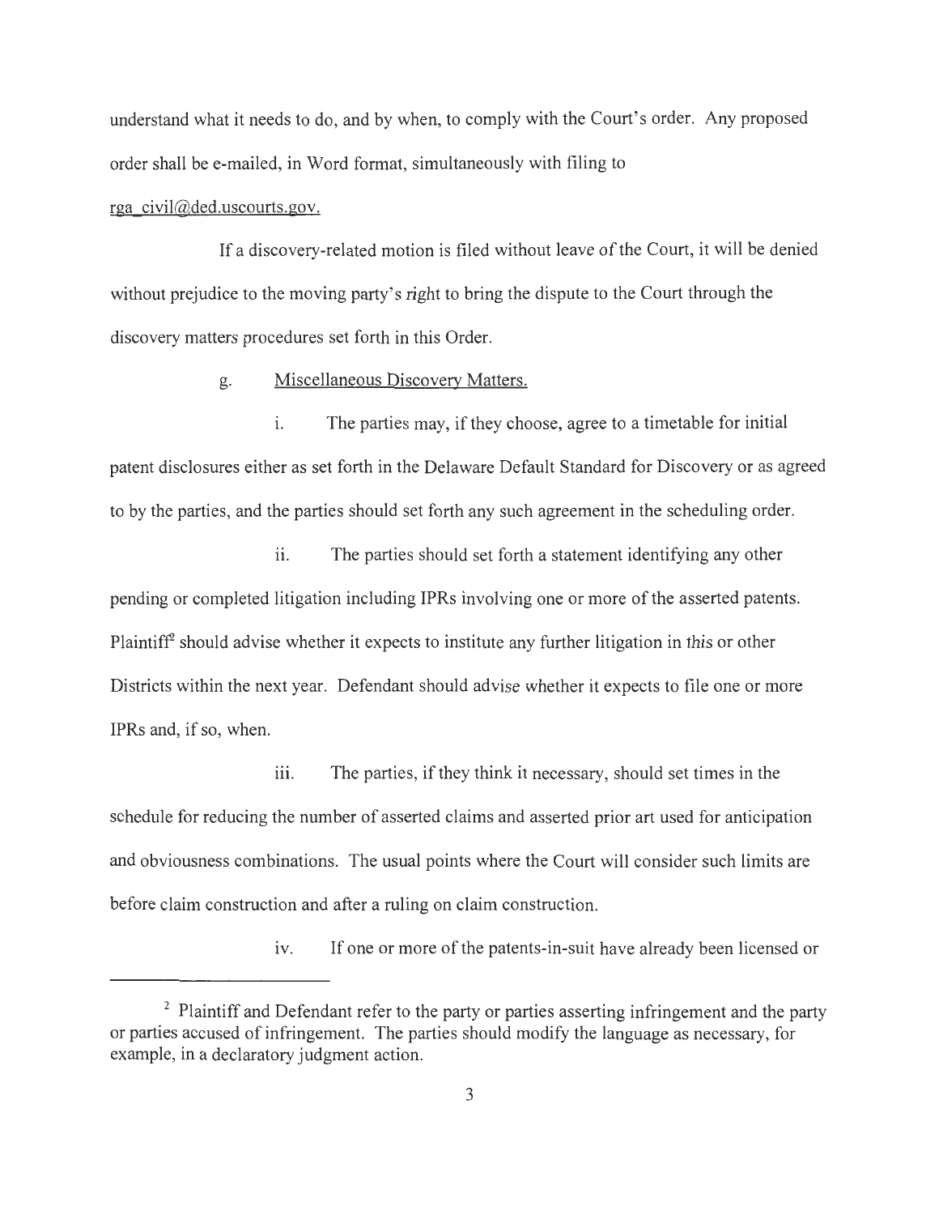understand what it needs to do, and by when, to comply with the Court's order. Any proposed order shall be e-mailed, in Word format, simultaneously with filing to rga_civil@ded.uscourts.gov.

If a discovery-related motion is filed without leave of the Court, it will be denied without prejudice to the moving party's right to bring the dispute to the Court through the discovery matters procedures set forth in this Order.

g. Miscellaneous Discovery Matters.

i. The parties may, if they choose, agree to a timetable for initial patent disclosures either as set forth in the Delaware Default Standard for Discovery or as agreed to by the parties, and the parties should set forth any such agreement in the scheduling order.

ii. The parties should set forth a statement identifying any other pending or completed litigation including IPRs involving one or more of the asserted patents. Plaintiff[2] should advise whether it expects to institute any further litigation in this or other Districts within the next year. Defendant should advise whether it expects to file one or more IPRs and, if so, when.

iii. The parties, if they think it necessary, should set times in the schedule for reducing the number of asserted claims and asserted prior art used for anticipation and obviousness combinations. The usual points where the Court will consider such limits are before claim construction and after a ruling on claim construction.

iv. If one or more of the patents-in-suit have already been licensed or

---

[2] Plaintiff and Defendant refer to the party or parties asserting infringement and the party or parties accused of infringement. The parties should modify the language as necessary, for example, in a declaratory judgment action.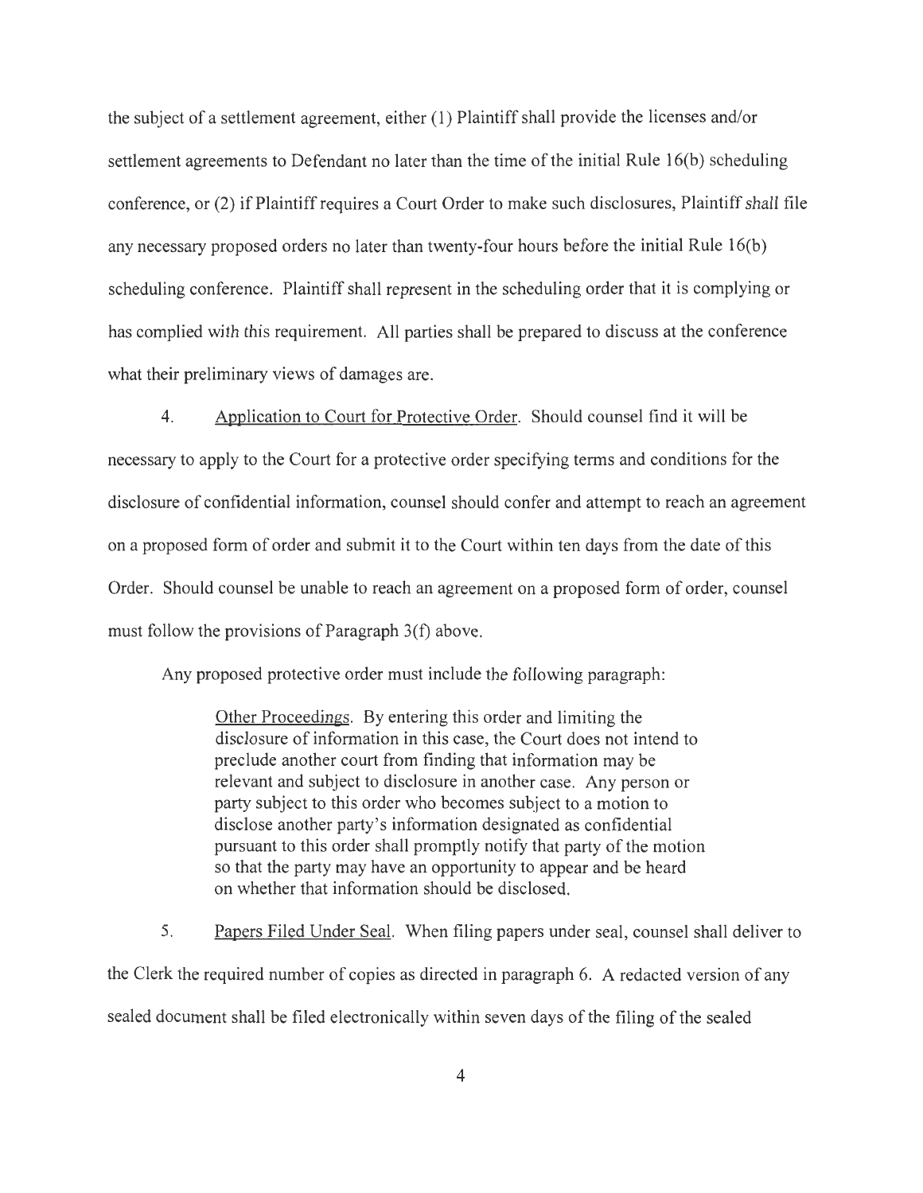the subject of a settlement agreement, either (1) Plaintiff shall provide the licenses and/or settlement agreements to Defendant no later than the time of the initial Rule 16(b) scheduling conference, or (2) if Plaintiff requires a Court Order to make such disclosures, Plaintiff shall file any necessary proposed orders no later than twenty-four hours before the initial Rule 16(b) scheduling conference. Plaintiff shall represent in the scheduling order that it is complying or has complied with this requirement. All parties shall be prepared to discuss at the conference what their preliminary views of damages are.

4. Application to Court for Protective Order. Should counsel find it will be necessary to apply to the Court for a protective order specifying terms and conditions for the disclosure of confidential information, counsel should confer and attempt to reach an agreement on a proposed form of order and submit it to the Court within ten days from the date of this Order. Should counsel be unable to reach an agreement on a proposed form of order, counsel must follow the provisions of Paragraph 3(f) above.

Any proposed protective order must include the following paragraph:

> Other Proceedings. By entering this order and limiting the disclosure of information in this case, the Court does not intend to preclude another court from finding that information may be relevant and subject to disclosure in another case. Any person or party subject to this order who becomes subject to a motion to disclose another party's information designated as confidential pursuant to this order shall promptly notify that party of the motion so that the party may have an opportunity to appear and be heard on whether that information should be disclosed.

5. Papers Filed Under Seal. When filing papers under seal, counsel shall deliver to the Clerk the required number of copies as directed in paragraph 6. A redacted version of any sealed document shall be filed electronically within seven days of the filing of the sealed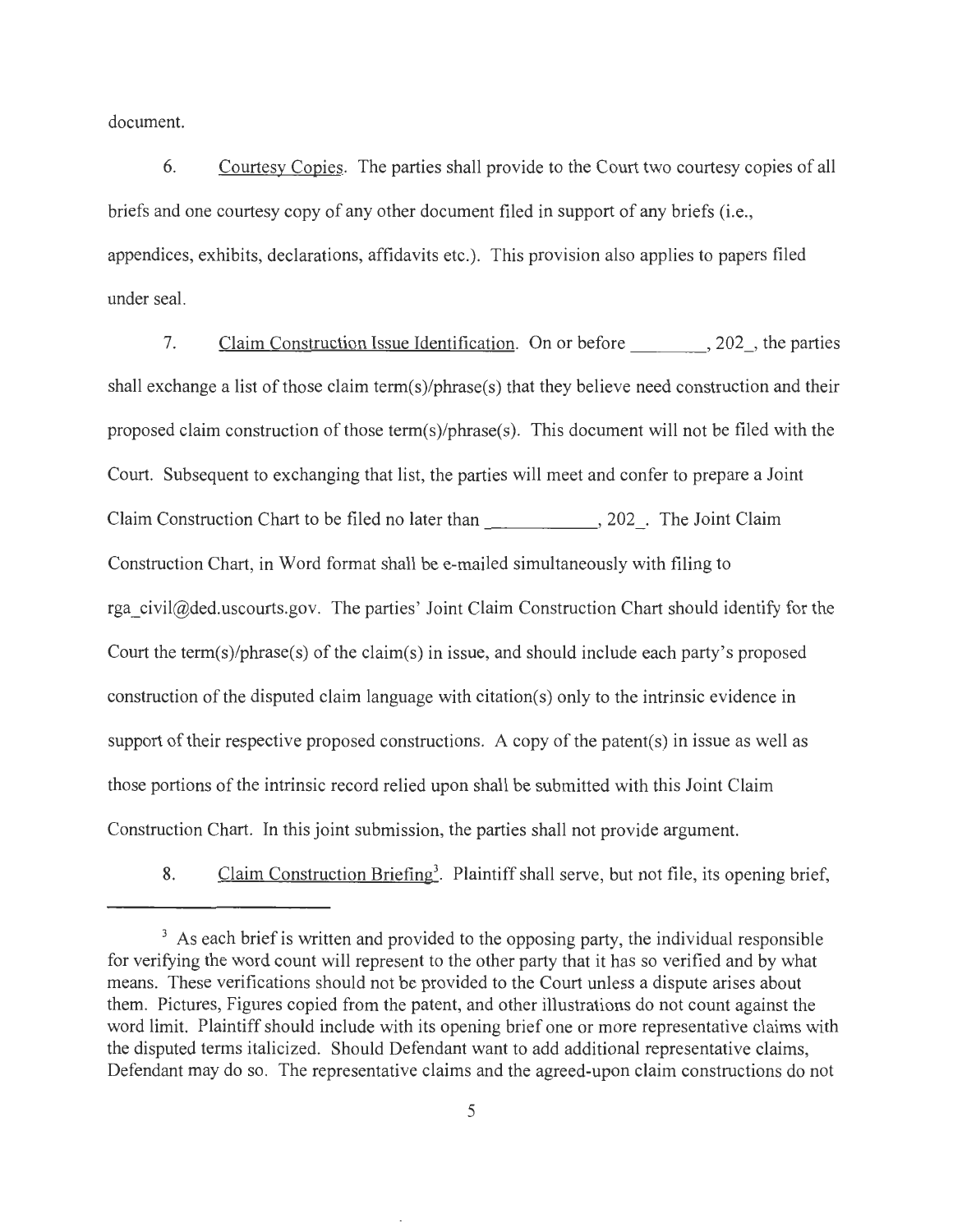document.

6. Courtesy Copies. The parties shall provide to the Court two courtesy copies of all briefs and one courtesy copy of any other document filed in support of any briefs (i.e., appendices, exhibits, declarations, affidavits etc.). This provision also applies to papers filed under seal.

7. Claim Construction Issue Identification. On or before ________, 202_, the parties shall exchange a list of those claim term(s)/phrase(s) that they believe need construction and their proposed claim construction of those term(s)/phrase(s). This document will not be filed with the Court. Subsequent to exchanging that list, the parties will meet and confer to prepare a Joint Claim Construction Chart to be filed no later than ___________, 202_. The Joint Claim Construction Chart, in Word format shall be e-mailed simultaneously with filing to rga_civil@ded.uscourts.gov. The parties' Joint Claim Construction Chart should identify for the Court the term(s)/phrase(s) of the claim(s) in issue, and should include each party's proposed construction of the disputed claim language with citation(s) only to the intrinsic evidence in support of their respective proposed constructions. A copy of the patent(s) in issue as well as those portions of the intrinsic record relied upon shall be submitted with this Joint Claim Construction Chart. In this joint submission, the parties shall not provide argument.

8. Claim Construction Briefing[3]. Plaintiff shall serve, but not file, its opening brief,

---

[3] As each brief is written and provided to the opposing party, the individual responsible for verifying the word count will represent to the other party that it has so verified and by what means. These verifications should not be provided to the Court unless a dispute arises about them. Pictures, Figures copied from the patent, and other illustrations do not count against the word limit. Plaintiff should include with its opening brief one or more representative claims with the disputed terms italicized. Should Defendant want to add additional representative claims, Defendant may do so. The representative claims and the agreed-upon claim constructions do not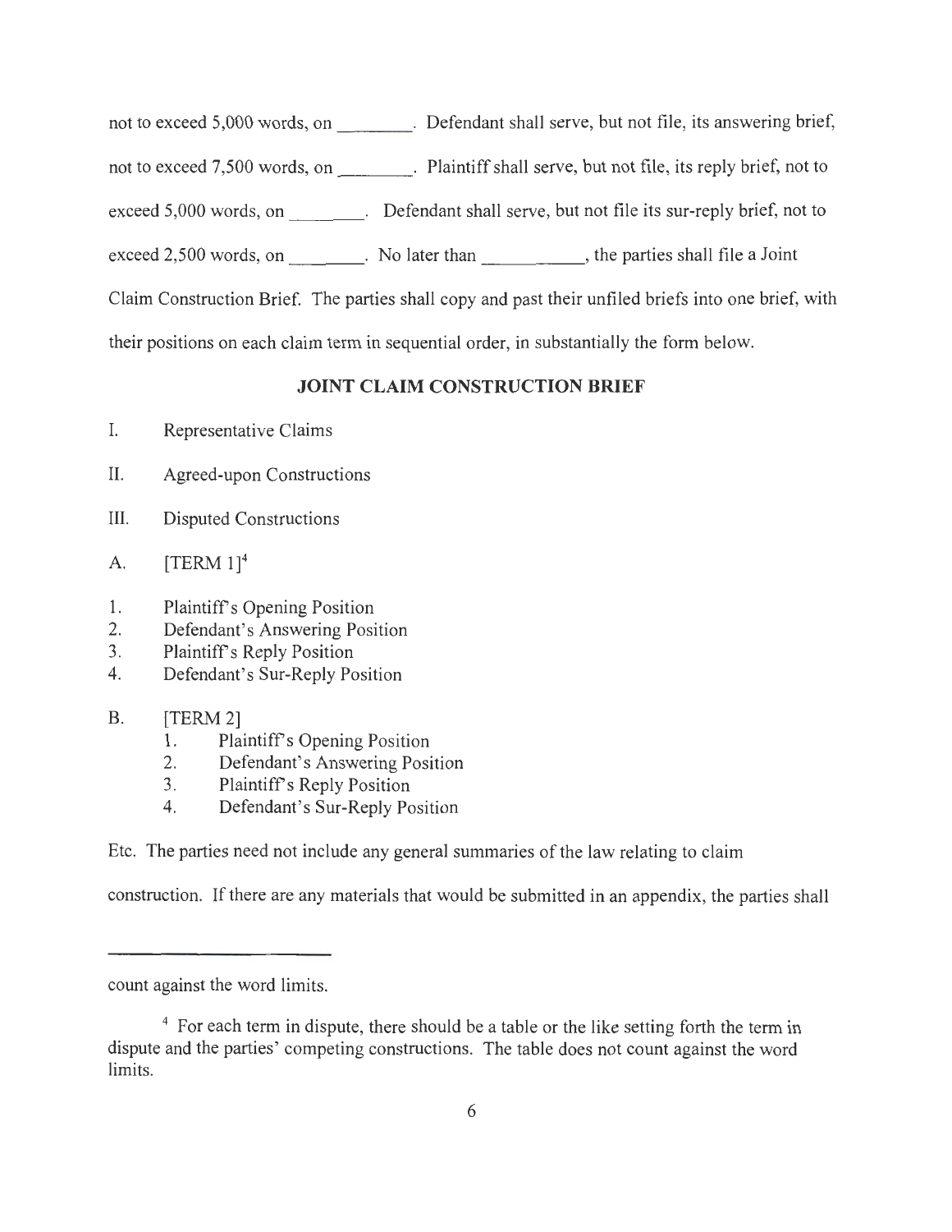not to exceed 5,000 words, on ________. Defendant shall serve, but not file, its answering brief, not to exceed 7,500 words, on ________. Plaintiff shall serve, but not file, its reply brief, not to exceed 5,000 words, on ________. Defendant shall serve, but not file its sur-reply brief, not to exceed 2,500 words, on ________. No later than __________, the parties shall file a Joint Claim Construction Brief. The parties shall copy and past their unfiled briefs into one brief, with their positions on each claim term in sequential order, in substantially the form below.

## JOINT CLAIM CONSTRUCTION BRIEF

I. Representative Claims

II. Agreed-upon Constructions

III. Disputed Constructions

A. [TERM 1][4]

1. Plaintiff's Opening Position
2. Defendant's Answering Position
3. Plaintiff's Reply Position
4. Defendant's Sur-Reply Position

B. [TERM 2]

1. Plaintiff's Opening Position
2. Defendant's Answering Position
3. Plaintiff's Reply Position
4. Defendant's Sur-Reply Position

Etc. The parties need not include any general summaries of the law relating to claim construction. If there are any materials that would be submitted in an appendix, the parties shall

---

count against the word limits.

[4] For each term in dispute, there should be a table or the like setting forth the term in dispute and the parties' competing constructions. The table does not count against the word limits.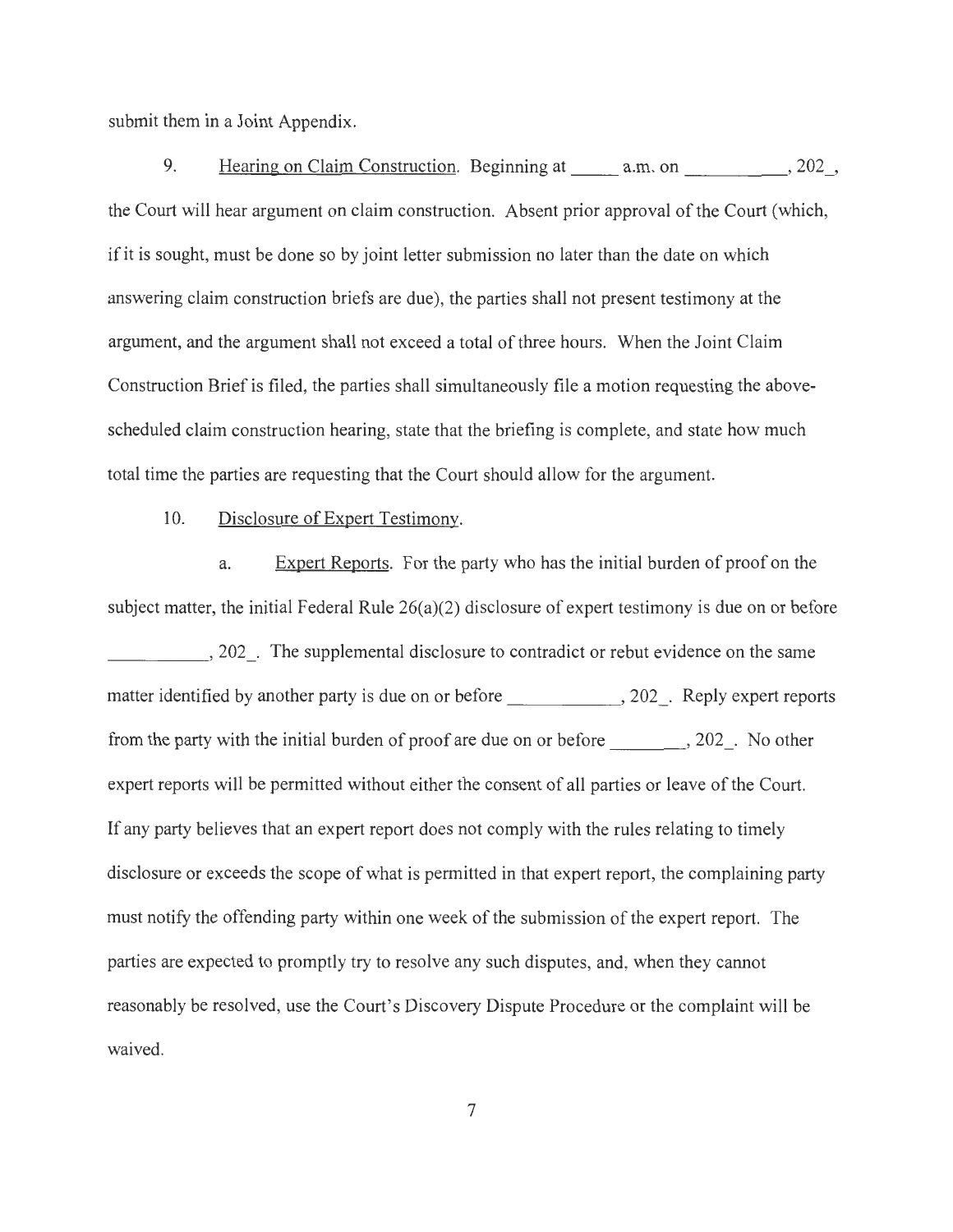submit them in a Joint Appendix.

9. Hearing on Claim Construction. Beginning at _____ a.m. on ___________, 202_, the Court will hear argument on claim construction. Absent prior approval of the Court (which, if it is sought, must be done so by joint letter submission no later than the date on which answering claim construction briefs are due), the parties shall not present testimony at the argument, and the argument shall not exceed a total of three hours. When the Joint Claim Construction Brief is filed, the parties shall simultaneously file a motion requesting the above-scheduled claim construction hearing, state that the briefing is complete, and state how much total time the parties are requesting that the Court should allow for the argument.

10. Disclosure of Expert Testimony.

a. Expert Reports. For the party who has the initial burden of proof on the subject matter, the initial Federal Rule 26(a)(2) disclosure of expert testimony is due on or before ___________, 202_. The supplemental disclosure to contradict or rebut evidence on the same matter identified by another party is due on or before ___________, 202_. Reply expert reports from the party with the initial burden of proof are due on or before ________, 202_. No other expert reports will be permitted without either the consent of all parties or leave of the Court. If any party believes that an expert report does not comply with the rules relating to timely disclosure or exceeds the scope of what is permitted in that expert report, the complaining party must notify the offending party within one week of the submission of the expert report. The parties are expected to promptly try to resolve any such disputes, and, when they cannot reasonably be resolved, use the Court's Discovery Dispute Procedure or the complaint will be waived.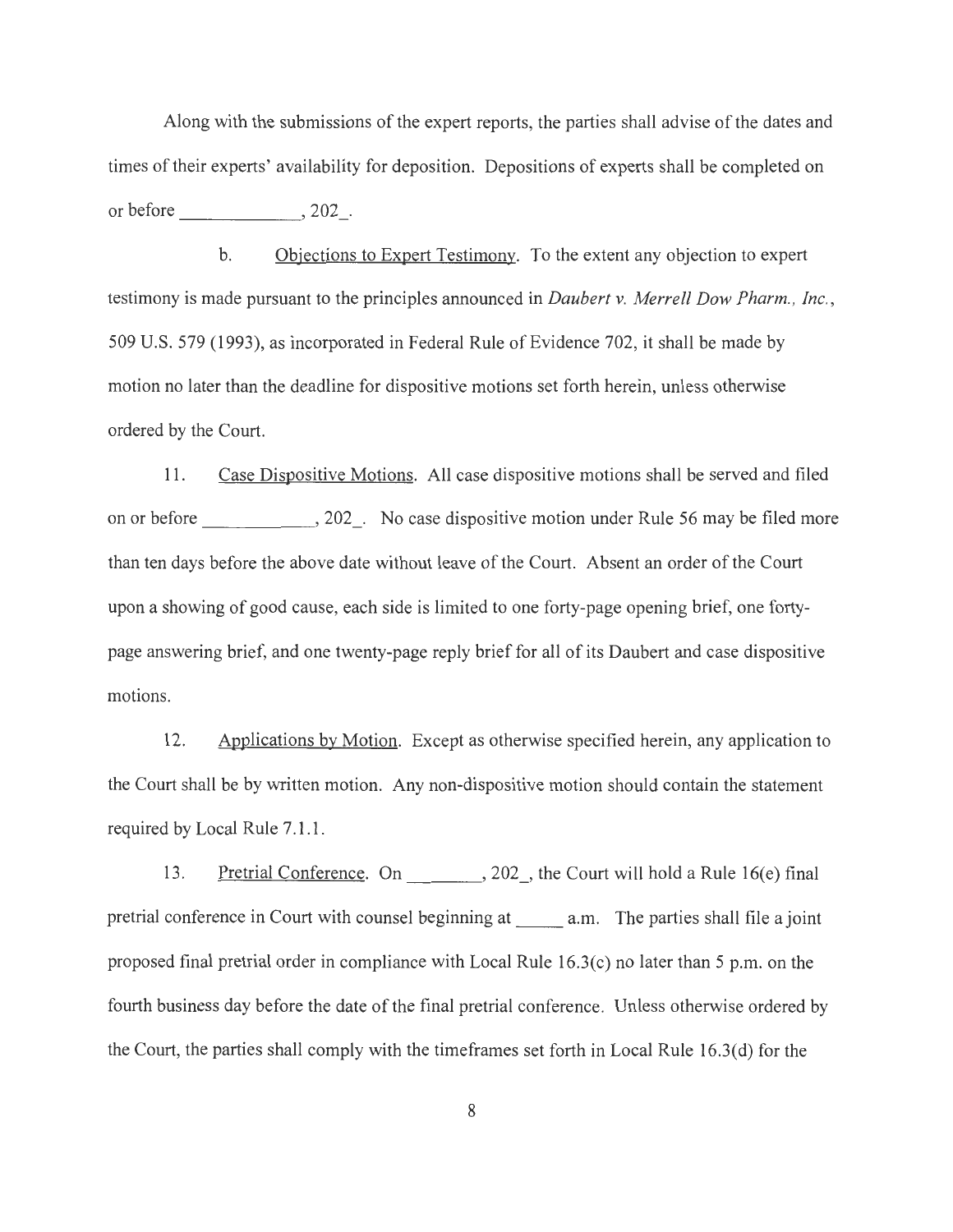Along with the submissions of the expert reports, the parties shall advise of the dates and times of their experts' availability for deposition. Depositions of experts shall be completed on or before _____________, 202_.

b. Objections to Expert Testimony. To the extent any objection to expert testimony is made pursuant to the principles announced in *Daubert v. Merrell Dow Pharm., Inc.*, 509 U.S. 579 (1993), as incorporated in Federal Rule of Evidence 702, it shall be made by motion no later than the deadline for dispositive motions set forth herein, unless otherwise ordered by the Court.

11. Case Dispositive Motions. All case dispositive motions shall be served and filed on or before ____________, 202_. No case dispositive motion under Rule 56 may be filed more than ten days before the above date without leave of the Court. Absent an order of the Court upon a showing of good cause, each side is limited to one forty-page opening brief, one forty-page answering brief, and one twenty-page reply brief for all of its Daubert and case dispositive motions.

12. Applications by Motion. Except as otherwise specified herein, any application to the Court shall be by written motion. Any non-dispositive motion should contain the statement required by Local Rule 7.1.1.

13. Pretrial Conference. On ________, 202_, the Court will hold a Rule 16(e) final pretrial conference in Court with counsel beginning at _____ a.m. The parties shall file a joint proposed final pretrial order in compliance with Local Rule 16.3(c) no later than 5 p.m. on the fourth business day before the date of the final pretrial conference. Unless otherwise ordered by the Court, the parties shall comply with the timeframes set forth in Local Rule 16.3(d) for the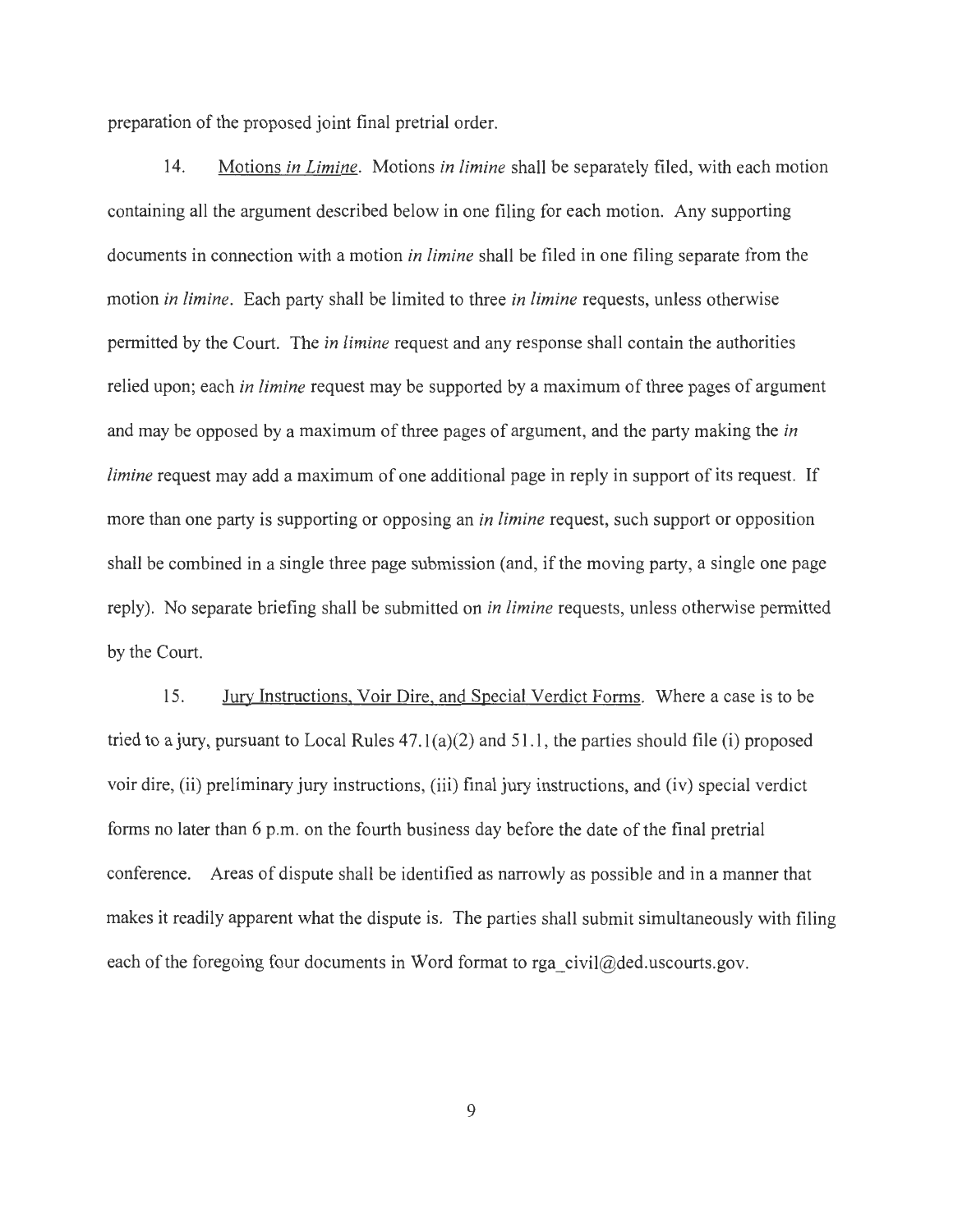preparation of the proposed joint final pretrial order.

14. Motions *in Limine*. Motions *in limine* shall be separately filed, with each motion containing all the argument described below in one filing for each motion. Any supporting documents in connection with a motion *in limine* shall be filed in one filing separate from the motion *in limine*. Each party shall be limited to three *in limine* requests, unless otherwise permitted by the Court. The *in limine* request and any response shall contain the authorities relied upon; each *in limine* request may be supported by a maximum of three pages of argument and may be opposed by a maximum of three pages of argument, and the party making the *in limine* request may add a maximum of one additional page in reply in support of its request. If more than one party is supporting or opposing an *in limine* request, such support or opposition shall be combined in a single three page submission (and, if the moving party, a single one page reply). No separate briefing shall be submitted on *in limine* requests, unless otherwise permitted by the Court.

15. Jury Instructions, Voir Dire, and Special Verdict Forms. Where a case is to be tried to a jury, pursuant to Local Rules 47.1(a)(2) and 51.1, the parties should file (i) proposed voir dire, (ii) preliminary jury instructions, (iii) final jury instructions, and (iv) special verdict forms no later than 6 p.m. on the fourth business day before the date of the final pretrial conference. Areas of dispute shall be identified as narrowly as possible and in a manner that makes it readily apparent what the dispute is. The parties shall submit simultaneously with filing each of the foregoing four documents in Word format to rga_civil@ded.uscourts.gov.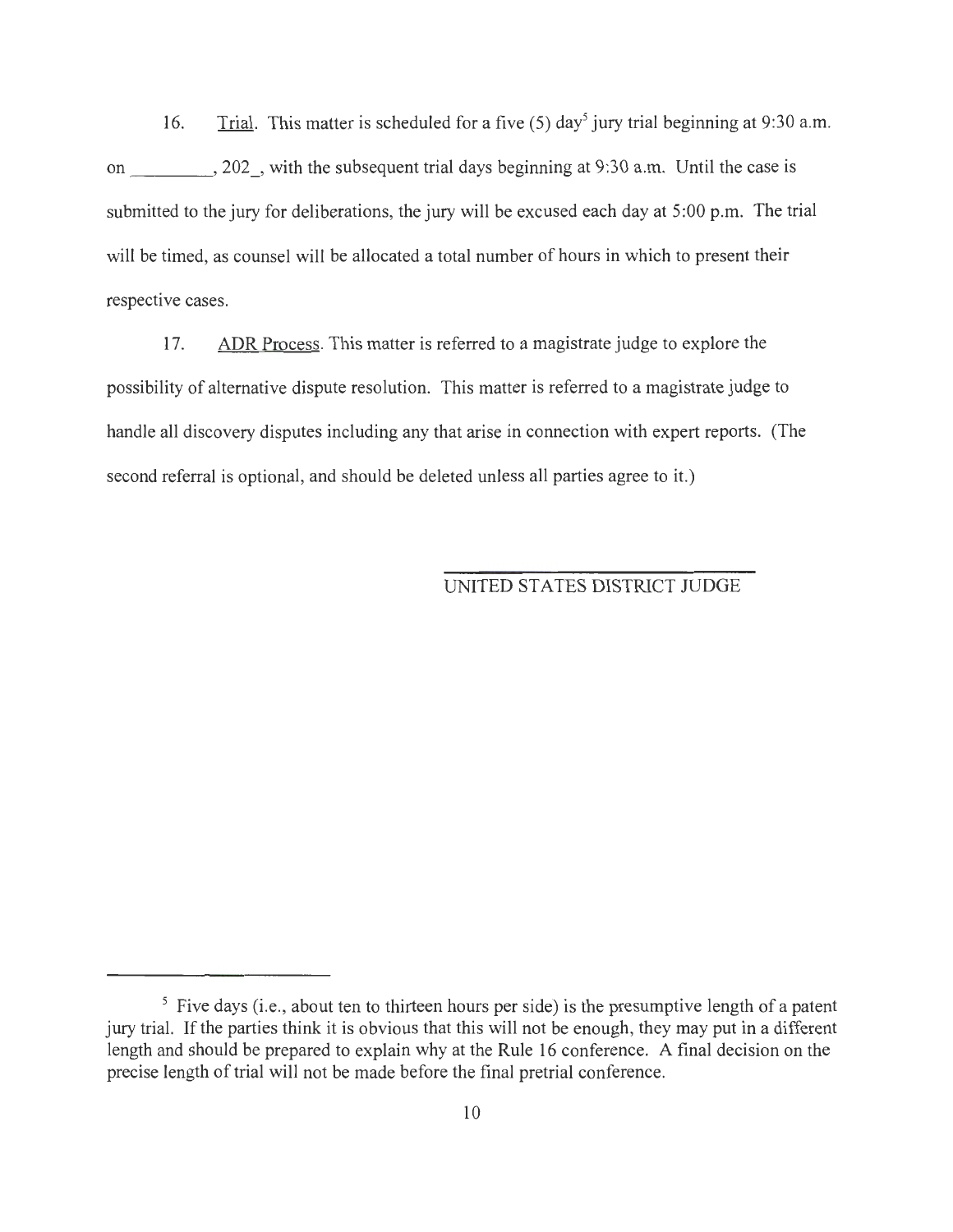16. Trial. This matter is scheduled for a five (5) day[5] jury trial beginning at 9:30 a.m. on _________, 202_, with the subsequent trial days beginning at 9:30 a.m. Until the case is submitted to the jury for deliberations, the jury will be excused each day at 5:00 p.m. The trial will be timed, as counsel will be allocated a total number of hours in which to present their respective cases.

17. ADR Process. This matter is referred to a magistrate judge to explore the possibility of alternative dispute resolution. This matter is referred to a magistrate judge to handle all discovery disputes including any that arise in connection with expert reports. (The second referral is optional, and should be deleted unless all parties agree to it.)

_______________________________
UNITED STATES DISTRICT JUDGE

---

[5] Five days (i.e., about ten to thirteen hours per side) is the presumptive length of a patent jury trial. If the parties think it is obvious that this will not be enough, they may put in a different length and should be prepared to explain why at the Rule 16 conference. A final decision on the precise length of trial will not be made before the final pretrial conference.